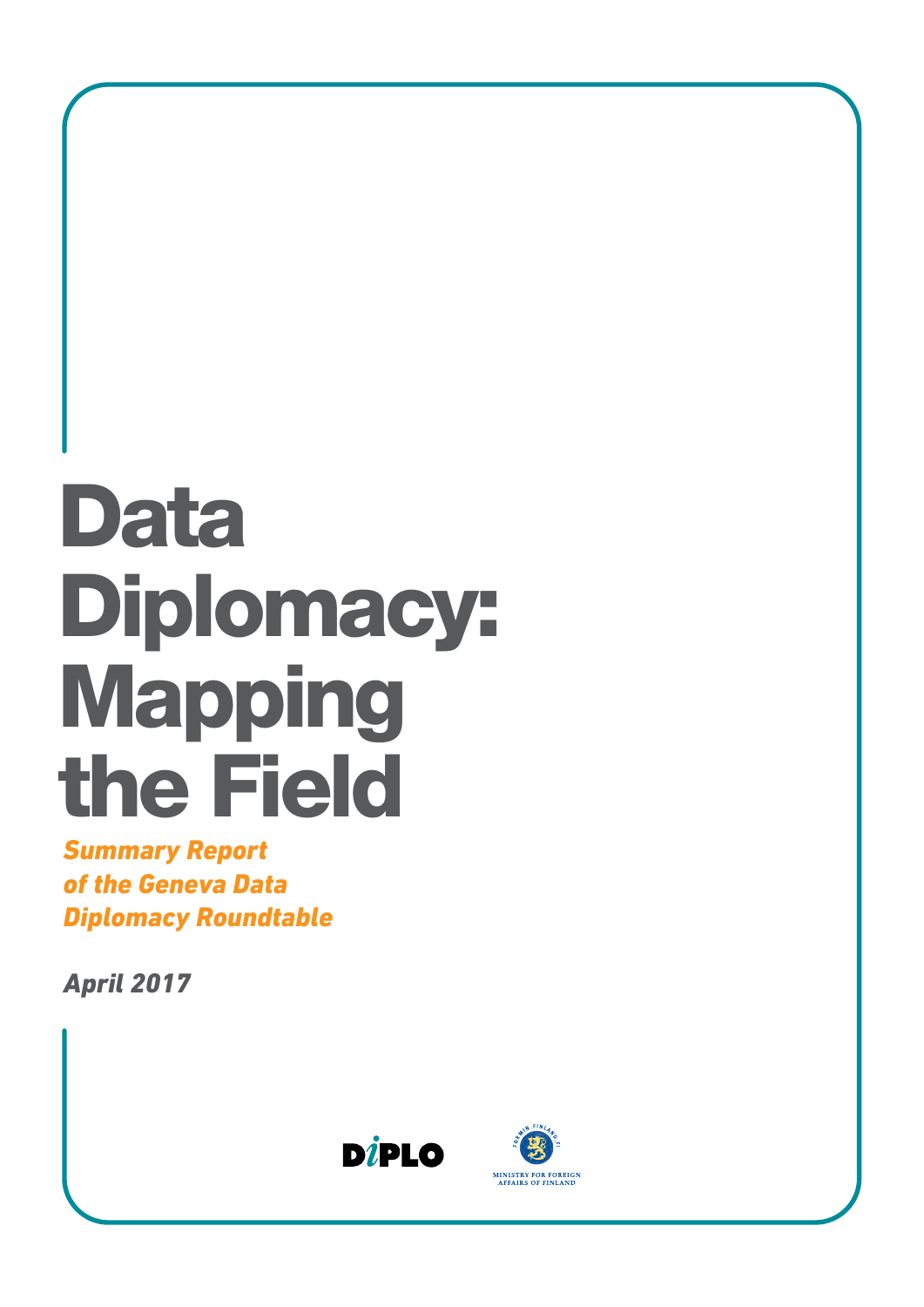# Data Diplomacy: Mapping the Field

***Summary Report of the Geneva Data Diplomacy Roundtable***

***April 2017***

DIPLO

MINISTRY FOR FOREIGN AFFAIRS OF FINLAND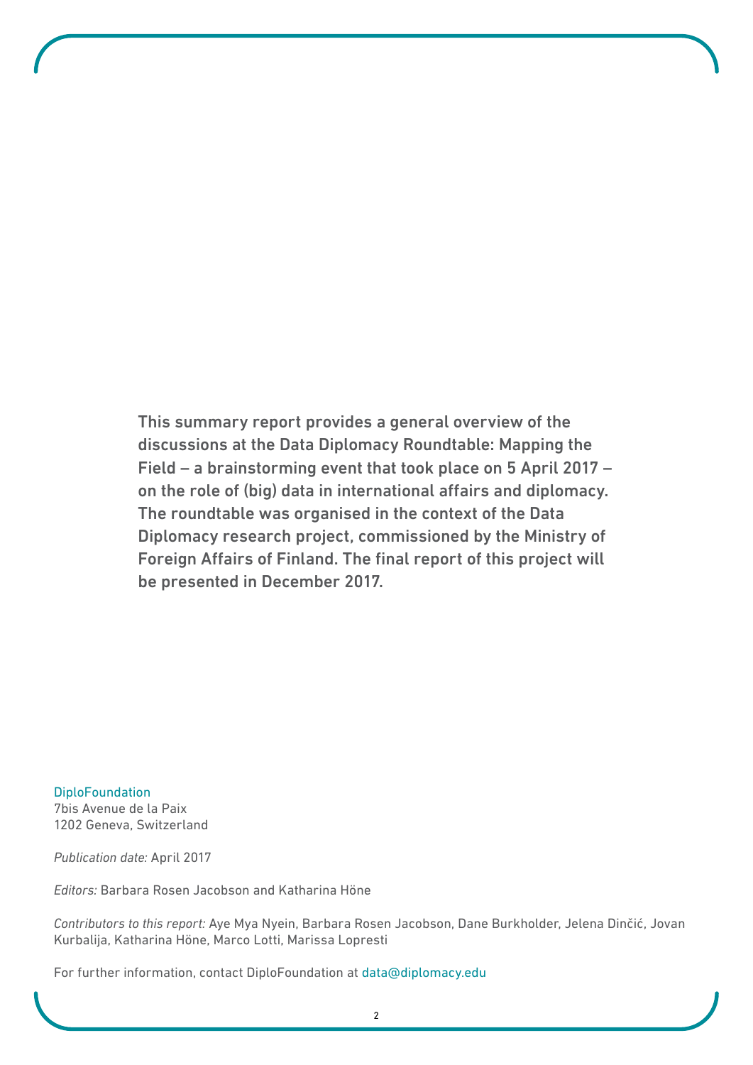**This summary report provides a general overview of the discussions at the Data Diplomacy Roundtable: Mapping the Field – a brainstorming event that took place on 5 April 2017 – on the role of (big) data in international affairs and diplomacy. The roundtable was organised in the context of the Data Diplomacy research project, commissioned by the Ministry of Foreign Affairs of Finland. The final report of this project will be presented in December 2017.**

DiploFoundation
7bis Avenue de la Paix
1202 Geneva, Switzerland

*Publication date:* April 2017

*Editors:* Barbara Rosen Jacobson and Katharina Höne

*Contributors to this report:* Aye Mya Nyein, Barbara Rosen Jacobson, Dane Burkholder, Jelena Dinčić, Jovan Kurbalija, Katharina Höne, Marco Lotti, Marissa Lopresti

For further information, contact DiploFoundation at data@diplomacy.edu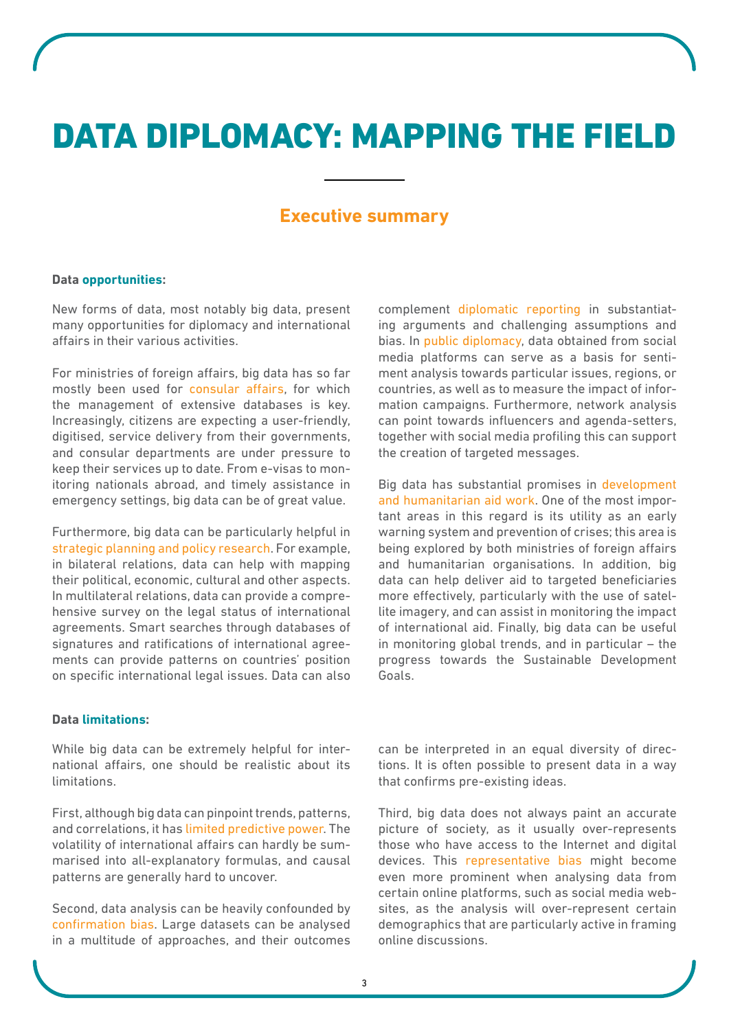# DATA DIPLOMACY: MAPPING THE FIELD

## Executive summary

**Data opportunities:**

New forms of data, most notably big data, present many opportunities for diplomacy and international affairs in their various activities.

For ministries of foreign affairs, big data has so far mostly been used for consular affairs, for which the management of extensive databases is key. Increasingly, citizens are expecting a user-friendly, digitised, service delivery from their governments, and consular departments are under pressure to keep their services up to date. From e-visas to monitoring nationals abroad, and timely assistance in emergency settings, big data can be of great value.

Furthermore, big data can be particularly helpful in strategic planning and policy research. For example, in bilateral relations, data can help with mapping their political, economic, cultural and other aspects. In multilateral relations, data can provide a comprehensive survey on the legal status of international agreements. Smart searches through databases of signatures and ratifications of international agreements can provide patterns on countries' position on specific international legal issues. Data can also complement diplomatic reporting in substantiating arguments and challenging assumptions and bias. In public diplomacy, data obtained from social media platforms can serve as a basis for sentiment analysis towards particular issues, regions, or countries, as well as to measure the impact of information campaigns. Furthermore, network analysis can point towards influencers and agenda-setters, together with social media profiling this can support the creation of targeted messages.

Big data has substantial promises in development and humanitarian aid work. One of the most important areas in this regard is its utility as an early warning system and prevention of crises; this area is being explored by both ministries of foreign affairs and humanitarian organisations. In addition, big data can help deliver aid to targeted beneficiaries more effectively, particularly with the use of satellite imagery, and can assist in monitoring the impact of international aid. Finally, big data can be useful in monitoring global trends, and in particular – the progress towards the Sustainable Development Goals.

**Data limitations:**

While big data can be extremely helpful for international affairs, one should be realistic about its limitations.

First, although big data can pinpoint trends, patterns, and correlations, it has limited predictive power. The volatility of international affairs can hardly be summarised into all-explanatory formulas, and causal patterns are generally hard to uncover.

Second, data analysis can be heavily confounded by confirmation bias. Large datasets can be analysed in a multitude of approaches, and their outcomes can be interpreted in an equal diversity of directions. It is often possible to present data in a way that confirms pre-existing ideas.

Third, big data does not always paint an accurate picture of society, as it usually over-represents those who have access to the Internet and digital devices. This representative bias might become even more prominent when analysing data from certain online platforms, such as social media websites, as the analysis will over-represent certain demographics that are particularly active in framing online discussions.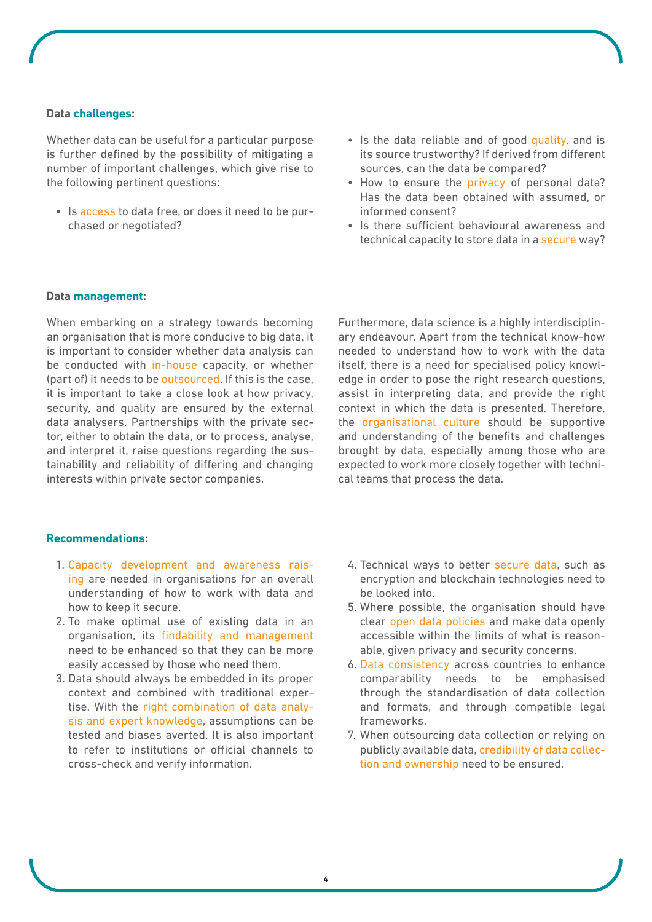**Data challenges:**

Whether data can be useful for a particular purpose is further defined by the possibility of mitigating a number of important challenges, which give rise to the following pertinent questions:

- Is access to data free, or does it need to be purchased or negotiated?
- Is the data reliable and of good quality, and is its source trustworthy? If derived from different sources, can the data be compared?
- How to ensure the privacy of personal data? Has the data been obtained with assumed, or informed consent?
- Is there sufficient behavioural awareness and technical capacity to store data in a secure way?

**Data management:**

When embarking on a strategy towards becoming an organisation that is more conducive to big data, it is important to consider whether data analysis can be conducted with in-house capacity, or whether (part of) it needs to be outsourced. If this is the case, it is important to take a close look at how privacy, security, and quality are ensured by the external data analysers. Partnerships with the private sector, either to obtain the data, or to process, analyse, and interpret it, raise questions regarding the sustainability and reliability of differing and changing interests within private sector companies.

Furthermore, data science is a highly interdisciplinary endeavour. Apart from the technical know-how needed to understand how to work with the data itself, there is a need for specialised policy knowledge in order to pose the right research questions, assist in interpreting data, and provide the right context in which the data is presented. Therefore, the organisational culture should be supportive and understanding of the benefits and challenges brought by data, especially among those who are expected to work more closely together with technical teams that process the data.

**Recommendations:**

1. Capacity development and awareness raising are needed in organisations for an overall understanding of how to work with data and how to keep it secure.
2. To make optimal use of existing data in an organisation, its findability and management need to be enhanced so that they can be more easily accessed by those who need them.
3. Data should always be embedded in its proper context and combined with traditional expertise. With the right combination of data analysis and expert knowledge, assumptions can be tested and biases averted. It is also important to refer to institutions or official channels to cross-check and verify information.
4. Technical ways to better secure data, such as encryption and blockchain technologies need to be looked into.
5. Where possible, the organisation should have clear open data policies and make data openly accessible within the limits of what is reasonable, given privacy and security concerns.
6. Data consistency across countries to enhance comparability needs to be emphasised through the standardisation of data collection and formats, and through compatible legal frameworks.
7. When outsourcing data collection or relying on publicly available data, credibility of data collection and ownership need to be ensured.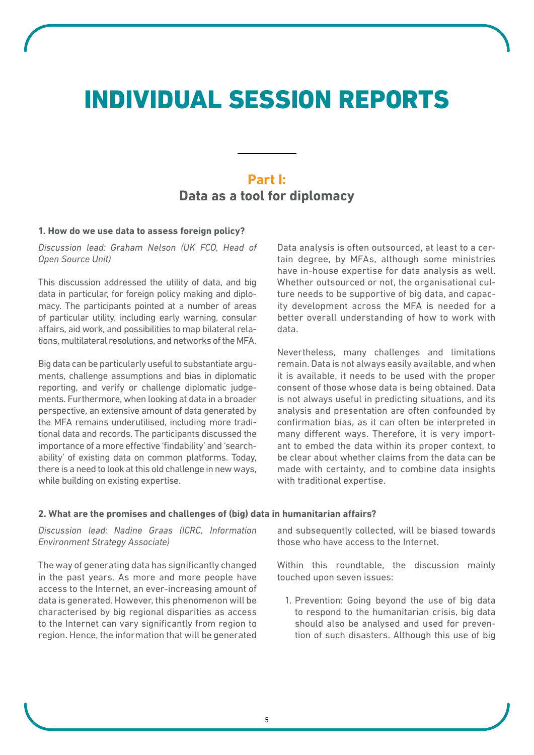# INDIVIDUAL SESSION REPORTS

## Part I:
## Data as a tool for diplomacy

### 1. How do we use data to assess foreign policy?

*Discussion lead: Graham Nelson (UK FCO, Head of Open Source Unit)*

This discussion addressed the utility of data, and big data in particular, for foreign policy making and diplomacy. The participants pointed at a number of areas of particular utility, including early warning, consular affairs, aid work, and possibilities to map bilateral relations, multilateral resolutions, and networks of the MFA.

Big data can be particularly useful to substantiate arguments, challenge assumptions and bias in diplomatic reporting, and verify or challenge diplomatic judgements. Furthermore, when looking at data in a broader perspective, an extensive amount of data generated by the MFA remains underutilised, including more traditional data and records. The participants discussed the importance of a more effective 'findability' and 'searchability' of existing data on common platforms. Today, there is a need to look at this old challenge in new ways, while building on existing expertise.

Data analysis is often outsourced, at least to a certain degree, by MFAs, although some ministries have in-house expertise for data analysis as well. Whether outsourced or not, the organisational culture needs to be supportive of big data, and capacity development across the MFA is needed for a better overall understanding of how to work with data.

Nevertheless, many challenges and limitations remain. Data is not always easily available, and when it is available, it needs to be used with the proper consent of those whose data is being obtained. Data is not always useful in predicting situations, and its analysis and presentation are often confounded by confirmation bias, as it can often be interpreted in many different ways. Therefore, it is very important to embed the data within its proper context, to be clear about whether claims from the data can be made with certainty, and to combine data insights with traditional expertise.

### 2. What are the promises and challenges of (big) data in humanitarian affairs?

*Discussion lead: Nadine Graas (ICRC, Information Environment Strategy Associate)*

The way of generating data has significantly changed in the past years. As more and more people have access to the Internet, an ever-increasing amount of data is generated. However, this phenomenon will be characterised by big regional disparities as access to the Internet can vary significantly from region to region. Hence, the information that will be generated and subsequently collected, will be biased towards those who have access to the Internet.

Within this roundtable, the discussion mainly touched upon seven issues:

1. Prevention: Going beyond the use of big data to respond to the humanitarian crisis, big data should also be analysed and used for prevention of such disasters. Although this use of big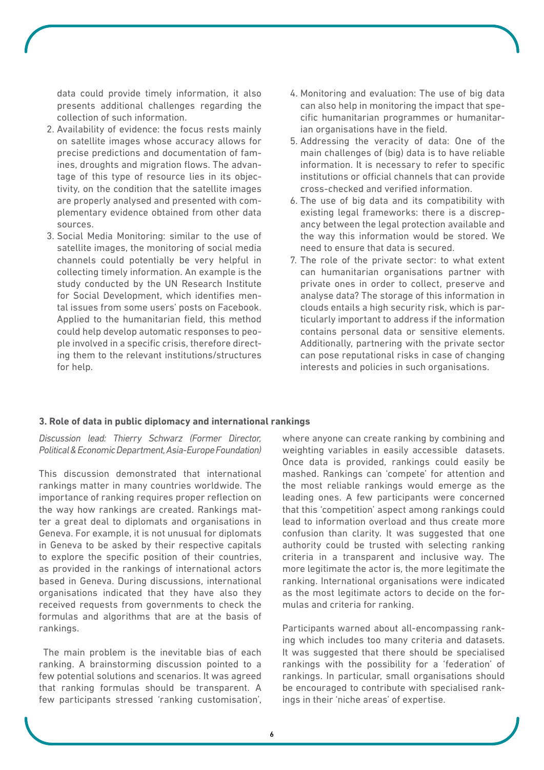data could provide timely information, it also presents additional challenges regarding the collection of such information.

2. Availability of evidence: the focus rests mainly on satellite images whose accuracy allows for precise predictions and documentation of famines, droughts and migration flows. The advantage of this type of resource lies in its objectivity, on the condition that the satellite images are properly analysed and presented with complementary evidence obtained from other data sources.
3. Social Media Monitoring: similar to the use of satellite images, the monitoring of social media channels could potentially be very helpful in collecting timely information. An example is the study conducted by the UN Research Institute for Social Development, which identifies mental issues from some users' posts on Facebook. Applied to the humanitarian field, this method could help develop automatic responses to people involved in a specific crisis, therefore directing them to the relevant institutions/structures for help.
4. Monitoring and evaluation: The use of big data can also help in monitoring the impact that specific humanitarian programmes or humanitarian organisations have in the field.
5. Addressing the veracity of data: One of the main challenges of (big) data is to have reliable information. It is necessary to refer to specific institutions or official channels that can provide cross-checked and verified information.
6. The use of big data and its compatibility with existing legal frameworks: there is a discrepancy between the legal protection available and the way this information would be stored. We need to ensure that data is secured.
7. The role of the private sector: to what extent can humanitarian organisations partner with private ones in order to collect, preserve and analyse data? The storage of this information in clouds entails a high security risk, which is particularly important to address if the information contains personal data or sensitive elements. Additionally, partnering with the private sector can pose reputational risks in case of changing interests and policies in such organisations.

**3. Role of data in public diplomacy and international rankings**

*Discussion lead: Thierry Schwarz (Former Director, Political & Economic Department, Asia-Europe Foundation)*

This discussion demonstrated that international rankings matter in many countries worldwide. The importance of ranking requires proper reflection on the way how rankings are created. Rankings matter a great deal to diplomats and organisations in Geneva. For example, it is not unusual for diplomats in Geneva to be asked by their respective capitals to explore the specific position of their countries, as provided in the rankings of international actors based in Geneva. During discussions, international organisations indicated that they have also they received requests from governments to check the formulas and algorithms that are at the basis of rankings.

The main problem is the inevitable bias of each ranking. A brainstorming discussion pointed to a few potential solutions and scenarios. It was agreed that ranking formulas should be transparent. A few participants stressed 'ranking customisation', where anyone can create ranking by combining and weighting variables in easily accessible datasets. Once data is provided, rankings could easily be mashed. Rankings can 'compete' for attention and the most reliable rankings would emerge as the leading ones. A few participants were concerned that this 'competition' aspect among rankings could lead to information overload and thus create more confusion than clarity. It was suggested that one authority could be trusted with selecting ranking criteria in a transparent and inclusive way. The more legitimate the actor is, the more legitimate the ranking. International organisations were indicated as the most legitimate actors to decide on the formulas and criteria for ranking.

Participants warned about all-encompassing ranking which includes too many criteria and datasets. It was suggested that there should be specialised rankings with the possibility for a 'federation' of rankings. In particular, small organisations should be encouraged to contribute with specialised rankings in their 'niche areas' of expertise.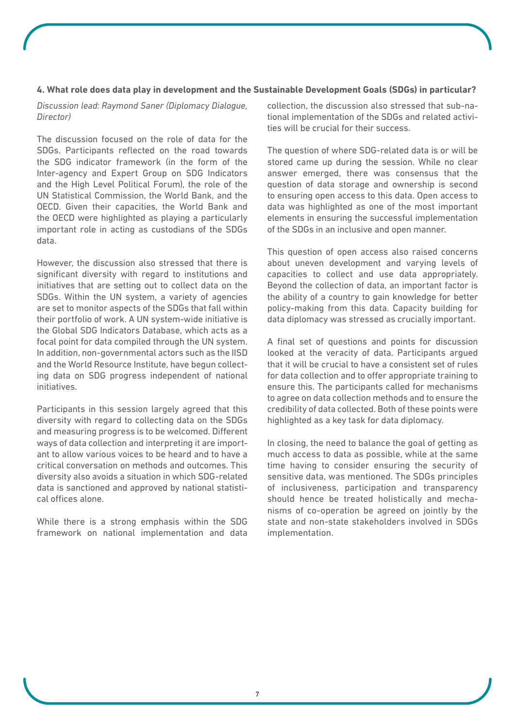**4. What role does data play in development and the Sustainable Development Goals (SDGs) in particular?**

*Discussion lead: Raymond Saner (Diplomacy Dialogue, Director)*

The discussion focused on the role of data for the SDGs. Participants reflected on the road towards the SDG indicator framework (in the form of the Inter-agency and Expert Group on SDG Indicators and the High Level Political Forum), the role of the UN Statistical Commission, the World Bank, and the OECD. Given their capacities, the World Bank and the OECD were highlighted as playing a particularly important role in acting as custodians of the SDGs data.

However, the discussion also stressed that there is significant diversity with regard to institutions and initiatives that are setting out to collect data on the SDGs. Within the UN system, a variety of agencies are set to monitor aspects of the SDGs that fall within their portfolio of work. A UN system-wide initiative is the Global SDG Indicators Database, which acts as a focal point for data compiled through the UN system. In addition, non-governmental actors such as the IISD and the World Resource Institute, have begun collecting data on SDG progress independent of national initiatives.

Participants in this session largely agreed that this diversity with regard to collecting data on the SDGs and measuring progress is to be welcomed. Different ways of data collection and interpreting it are important to allow various voices to be heard and to have a critical conversation on methods and outcomes. This diversity also avoids a situation in which SDG-related data is sanctioned and approved by national statistical offices alone.

While there is a strong emphasis within the SDG framework on national implementation and data collection, the discussion also stressed that sub-national implementation of the SDGs and related activities will be crucial for their success.

The question of where SDG-related data is or will be stored came up during the session. While no clear answer emerged, there was consensus that the question of data storage and ownership is second to ensuring open access to this data. Open access to data was highlighted as one of the most important elements in ensuring the successful implementation of the SDGs in an inclusive and open manner.

This question of open access also raised concerns about uneven development and varying levels of capacities to collect and use data appropriately. Beyond the collection of data, an important factor is the ability of a country to gain knowledge for better policy-making from this data. Capacity building for data diplomacy was stressed as crucially important.

A final set of questions and points for discussion looked at the veracity of data. Participants argued that it will be crucial to have a consistent set of rules for data collection and to offer appropriate training to ensure this. The participants called for mechanisms to agree on data collection methods and to ensure the credibility of data collected. Both of these points were highlighted as a key task for data diplomacy.

In closing, the need to balance the goal of getting as much access to data as possible, while at the same time having to consider ensuring the security of sensitive data, was mentioned. The SDGs principles of inclusiveness, participation and transparency should hence be treated holistically and mechanisms of co-operation be agreed on jointly by the state and non-state stakeholders involved in SDGs implementation.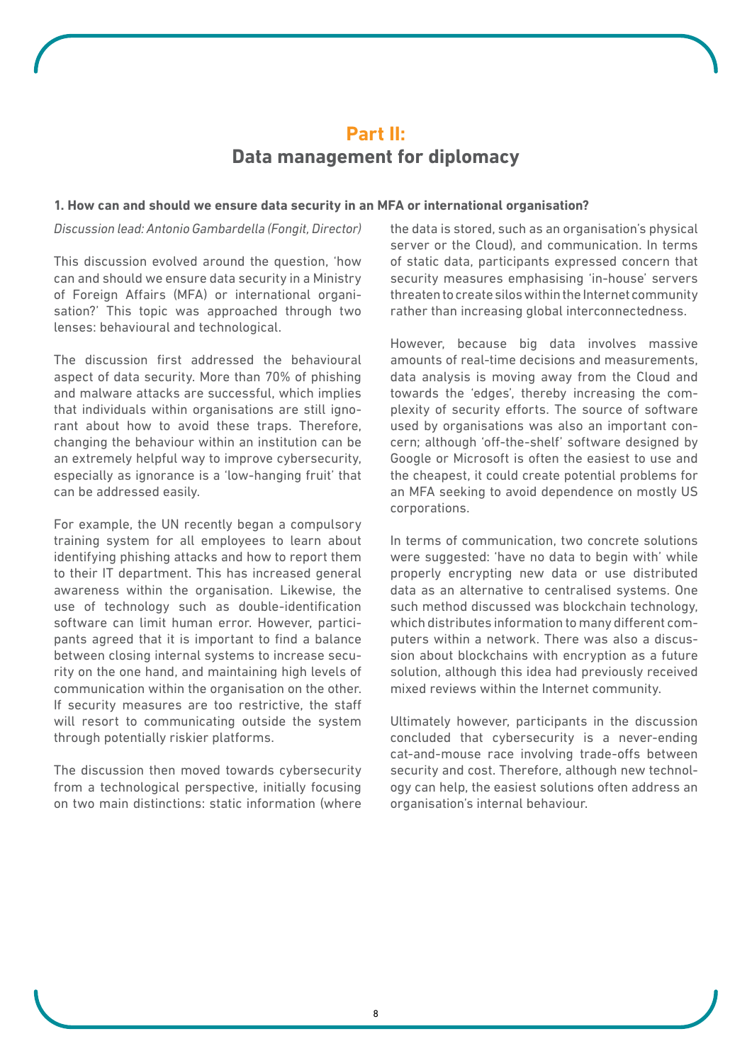# Part II:
# Data management for diplomacy

### 1. How can and should we ensure data security in an MFA or international organisation?

*Discussion lead: Antonio Gambardella (Fongit, Director)*

This discussion evolved around the question, 'how can and should we ensure data security in a Ministry of Foreign Affairs (MFA) or international organisation?' This topic was approached through two lenses: behavioural and technological.

The discussion first addressed the behavioural aspect of data security. More than 70% of phishing and malware attacks are successful, which implies that individuals within organisations are still ignorant about how to avoid these traps. Therefore, changing the behaviour within an institution can be an extremely helpful way to improve cybersecurity, especially as ignorance is a 'low-hanging fruit' that can be addressed easily.

For example, the UN recently began a compulsory training system for all employees to learn about identifying phishing attacks and how to report them to their IT department. This has increased general awareness within the organisation. Likewise, the use of technology such as double-identification software can limit human error. However, participants agreed that it is important to find a balance between closing internal systems to increase security on the one hand, and maintaining high levels of communication within the organisation on the other. If security measures are too restrictive, the staff will resort to communicating outside the system through potentially riskier platforms.

The discussion then moved towards cybersecurity from a technological perspective, initially focusing on two main distinctions: static information (where the data is stored, such as an organisation's physical server or the Cloud), and communication. In terms of static data, participants expressed concern that security measures emphasising 'in-house' servers threaten to create silos within the Internet community rather than increasing global interconnectedness.

However, because big data involves massive amounts of real-time decisions and measurements, data analysis is moving away from the Cloud and towards the 'edges', thereby increasing the complexity of security efforts. The source of software used by organisations was also an important concern; although 'off-the-shelf' software designed by Google or Microsoft is often the easiest to use and the cheapest, it could create potential problems for an MFA seeking to avoid dependence on mostly US corporations.

In terms of communication, two concrete solutions were suggested: 'have no data to begin with' while properly encrypting new data or use distributed data as an alternative to centralised systems. One such method discussed was blockchain technology, which distributes information to many different computers within a network. There was also a discussion about blockchains with encryption as a future solution, although this idea had previously received mixed reviews within the Internet community.

Ultimately however, participants in the discussion concluded that cybersecurity is a never-ending cat-and-mouse race involving trade-offs between security and cost. Therefore, although new technology can help, the easiest solutions often address an organisation's internal behaviour.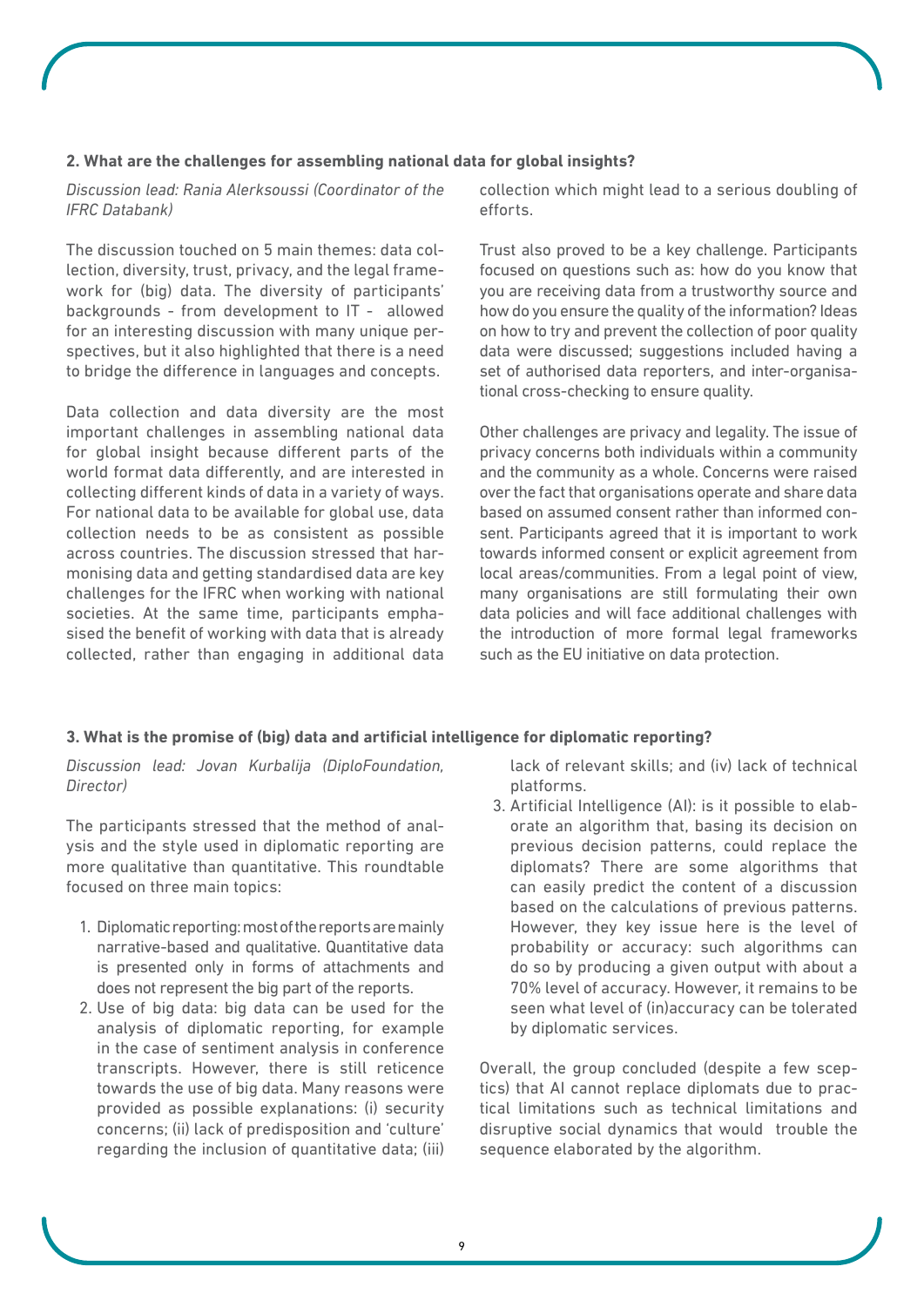**2. What are the challenges for assembling national data for global insights?**

*Discussion lead: Rania Alerksoussi (Coordinator of the IFRC Databank)*

The discussion touched on 5 main themes: data collection, diversity, trust, privacy, and the legal framework for (big) data. The diversity of participants' backgrounds - from development to IT - allowed for an interesting discussion with many unique perspectives, but it also highlighted that there is a need to bridge the difference in languages and concepts.

Data collection and data diversity are the most important challenges in assembling national data for global insight because different parts of the world format data differently, and are interested in collecting different kinds of data in a variety of ways. For national data to be available for global use, data collection needs to be as consistent as possible across countries. The discussion stressed that harmonising data and getting standardised data are key challenges for the IFRC when working with national societies. At the same time, participants emphasised the benefit of working with data that is already collected, rather than engaging in additional data collection which might lead to a serious doubling of efforts.

Trust also proved to be a key challenge. Participants focused on questions such as: how do you know that you are receiving data from a trustworthy source and how do you ensure the quality of the information? Ideas on how to try and prevent the collection of poor quality data were discussed; suggestions included having a set of authorised data reporters, and inter-organisational cross-checking to ensure quality.

Other challenges are privacy and legality. The issue of privacy concerns both individuals within a community and the community as a whole. Concerns were raised over the fact that organisations operate and share data based on assumed consent rather than informed consent. Participants agreed that it is important to work towards informed consent or explicit agreement from local areas/communities. From a legal point of view, many organisations are still formulating their own data policies and will face additional challenges with the introduction of more formal legal frameworks such as the EU initiative on data protection.

**3. What is the promise of (big) data and artificial intelligence for diplomatic reporting?**

*Discussion lead: Jovan Kurbalija (DiploFoundation, Director)*

The participants stressed that the method of analysis and the style used in diplomatic reporting are more qualitative than quantitative. This roundtable focused on three main topics:

1. Diplomatic reporting: most of the reports are mainly narrative-based and qualitative. Quantitative data is presented only in forms of attachments and does not represent the big part of the reports.
2. Use of big data: big data can be used for the analysis of diplomatic reporting, for example in the case of sentiment analysis in conference transcripts. However, there is still reticence towards the use of big data. Many reasons were provided as possible explanations: (i) security concerns; (ii) lack of predisposition and 'culture' regarding the inclusion of quantitative data; (iii) lack of relevant skills; and (iv) lack of technical platforms.
3. Artificial Intelligence (AI): is it possible to elaborate an algorithm that, basing its decision on previous decision patterns, could replace the diplomats? There are some algorithms that can easily predict the content of a discussion based on the calculations of previous patterns. However, they key issue here is the level of probability or accuracy: such algorithms can do so by producing a given output with about a 70% level of accuracy. However, it remains to be seen what level of (in)accuracy can be tolerated by diplomatic services.

Overall, the group concluded (despite a few sceptics) that AI cannot replace diplomats due to practical limitations such as technical limitations and disruptive social dynamics that would trouble the sequence elaborated by the algorithm.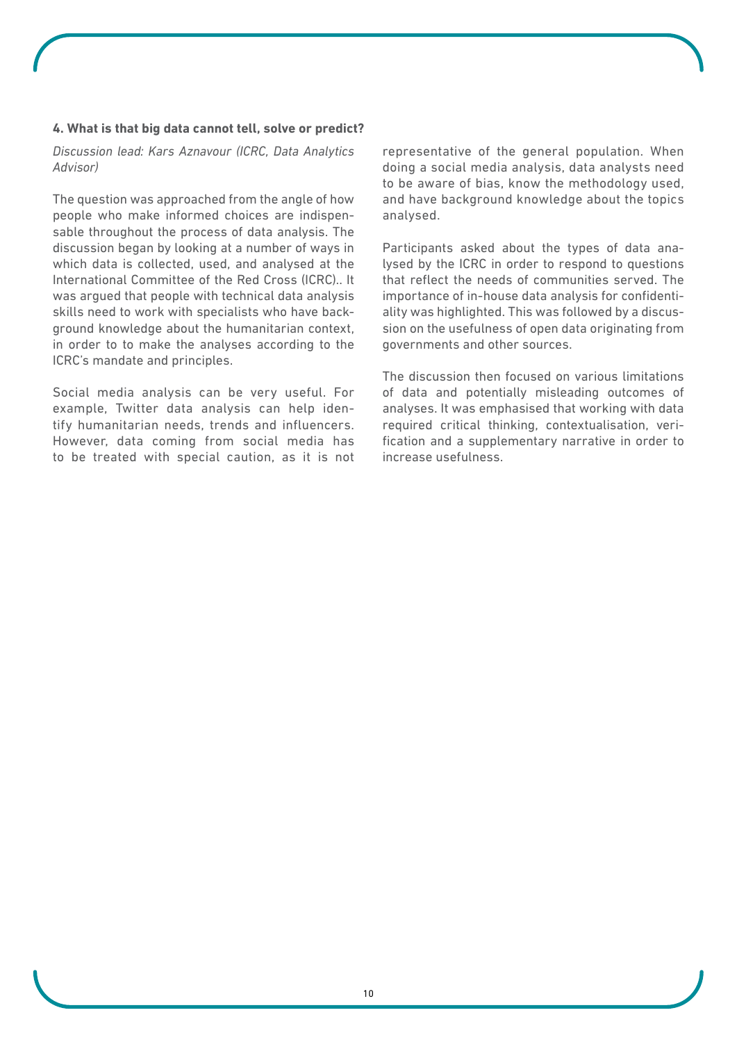**4. What is that big data cannot tell, solve or predict?**

*Discussion lead: Kars Aznavour (ICRC, Data Analytics Advisor)*

The question was approached from the angle of how people who make informed choices are indispensable throughout the process of data analysis. The discussion began by looking at a number of ways in which data is collected, used, and analysed at the International Committee of the Red Cross (ICRC).. It was argued that people with technical data analysis skills need to work with specialists who have background knowledge about the humanitarian context, in order to to make the analyses according to the ICRC's mandate and principles.

Social media analysis can be very useful. For example, Twitter data analysis can help identify humanitarian needs, trends and influencers. However, data coming from social media has to be treated with special caution, as it is not representative of the general population. When doing a social media analysis, data analysts need to be aware of bias, know the methodology used, and have background knowledge about the topics analysed.

Participants asked about the types of data analysed by the ICRC in order to respond to questions that reflect the needs of communities served. The importance of in-house data analysis for confidentiality was highlighted. This was followed by a discussion on the usefulness of open data originating from governments and other sources.

The discussion then focused on various limitations of data and potentially misleading outcomes of analyses. It was emphasised that working with data required critical thinking, contextualisation, verification and a supplementary narrative in order to increase usefulness.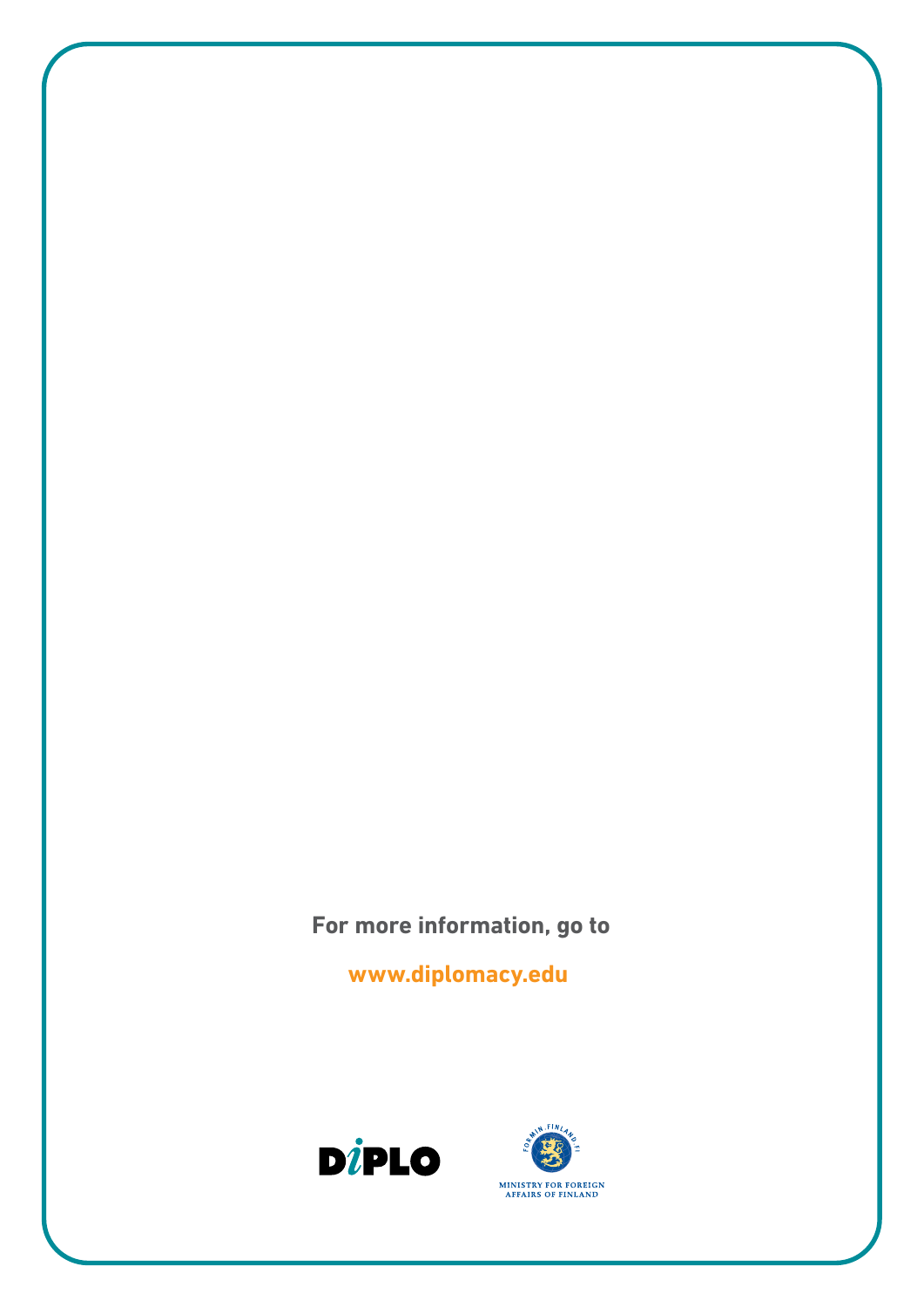For more information, go to

www.diplomacy.edu

DIPLO

FORMIN.FINLAND.FI

MINISTRY FOR FOREIGN AFFAIRS OF FINLAND